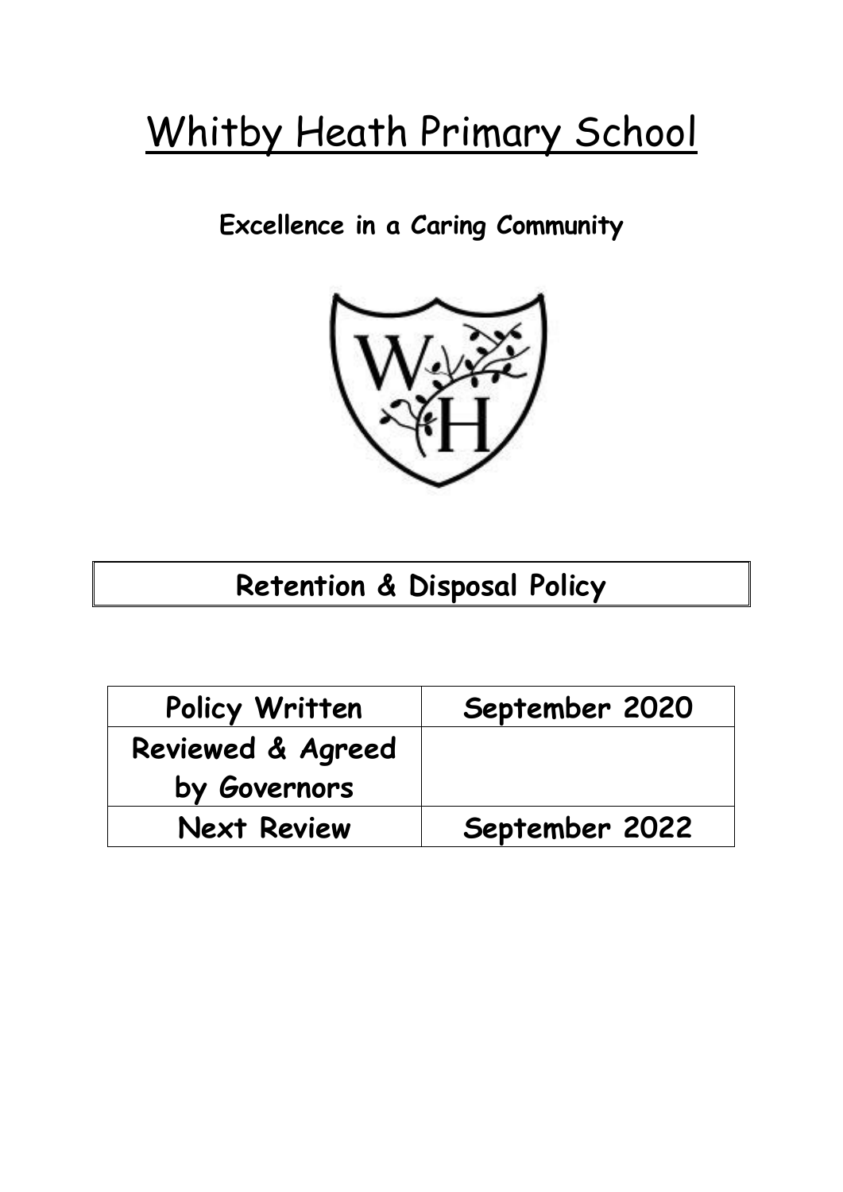# Whitby Heath Primary School

**Excellence in a Caring Community**

## Retention & Disposal Policy

| Policy Written | September 2020 |
|---|---|
| Reviewed & Agreed by Governors | |
| Next Review | September 2022 |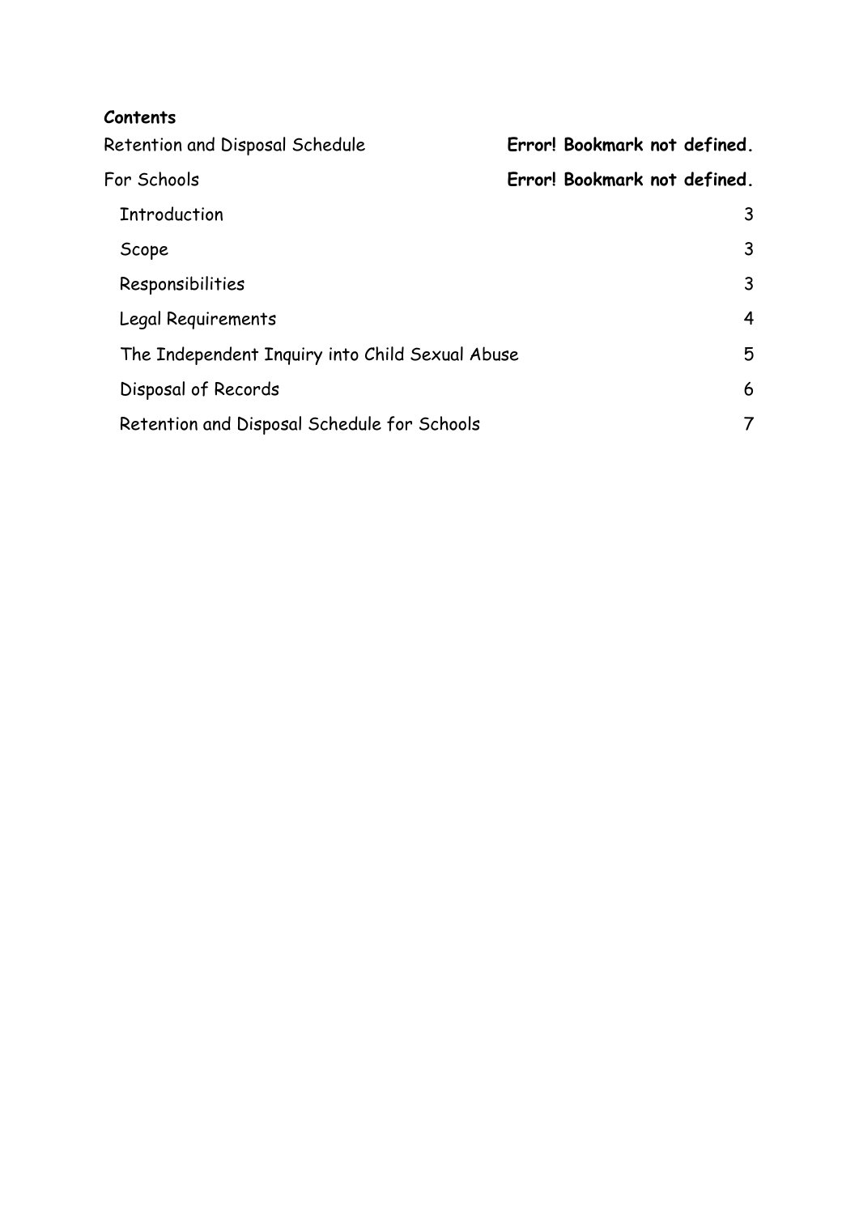**Contents**

Retention and Disposal Schedule **Error! Bookmark not defined.**

For Schools **Error! Bookmark not defined.**

- Introduction 3
- Scope 3
- Responsibilities 3
- Legal Requirements 4
- The Independent Inquiry into Child Sexual Abuse 5
- Disposal of Records 6
- Retention and Disposal Schedule for Schools 7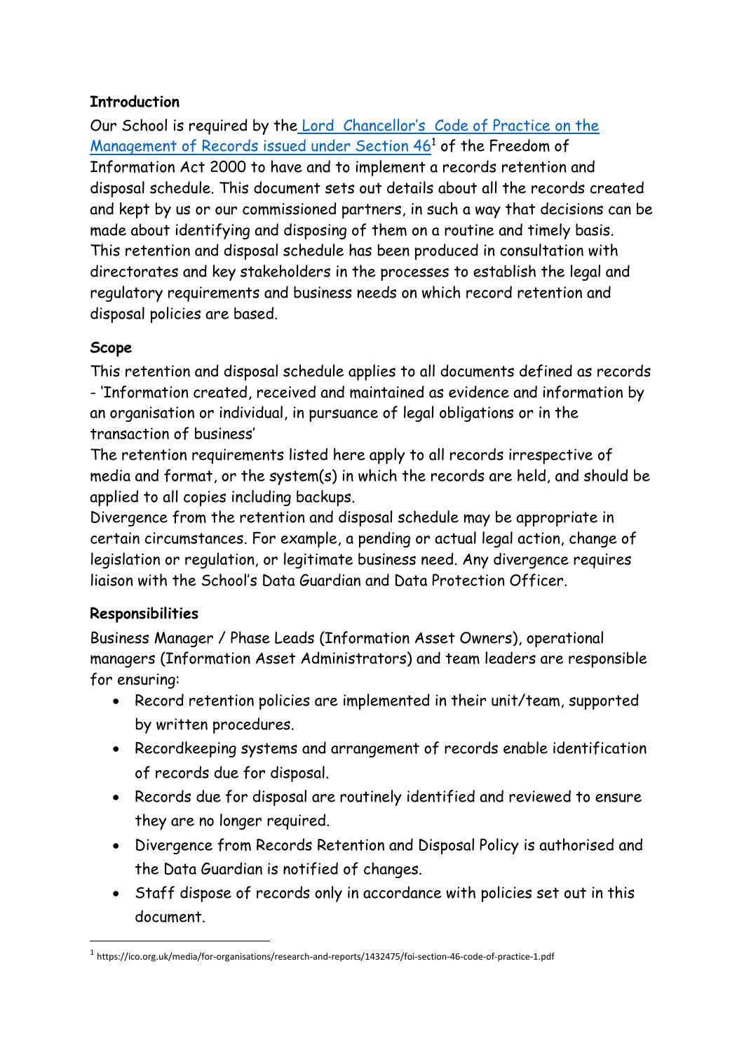**Introduction**

Our School is required by the [Lord Chancellor's Code of Practice on the Management of Records issued under Section 46](https://ico.org.uk/media/for-organisations/research-and-reports/1432475/foi-section-46-code-of-practice-1.pdf)[1] of the Freedom of Information Act 2000 to have and to implement a records retention and disposal schedule. This document sets out details about all the records created and kept by us or our commissioned partners, in such a way that decisions can be made about identifying and disposing of them on a routine and timely basis. This retention and disposal schedule has been produced in consultation with directorates and key stakeholders in the processes to establish the legal and regulatory requirements and business needs on which record retention and disposal policies are based.

**Scope**

This retention and disposal schedule applies to all documents defined as records - 'Information created, received and maintained as evidence and information by an organisation or individual, in pursuance of legal obligations or in the transaction of business'

The retention requirements listed here apply to all records irrespective of media and format, or the system(s) in which the records are held, and should be applied to all copies including backups.

Divergence from the retention and disposal schedule may be appropriate in certain circumstances. For example, a pending or actual legal action, change of legislation or regulation, or legitimate business need. Any divergence requires liaison with the School's Data Guardian and Data Protection Officer.

**Responsibilities**

Business Manager / Phase Leads (Information Asset Owners), operational managers (Information Asset Administrators) and team leaders are responsible for ensuring:

- Record retention policies are implemented in their unit/team, supported by written procedures.
- Recordkeeping systems and arrangement of records enable identification of records due for disposal.
- Records due for disposal are routinely identified and reviewed to ensure they are no longer required.
- Divergence from Records Retention and Disposal Policy is authorised and the Data Guardian is notified of changes.
- Staff dispose of records only in accordance with policies set out in this document.

[1] https://ico.org.uk/media/for-organisations/research-and-reports/1432475/foi-section-46-code-of-practice-1.pdf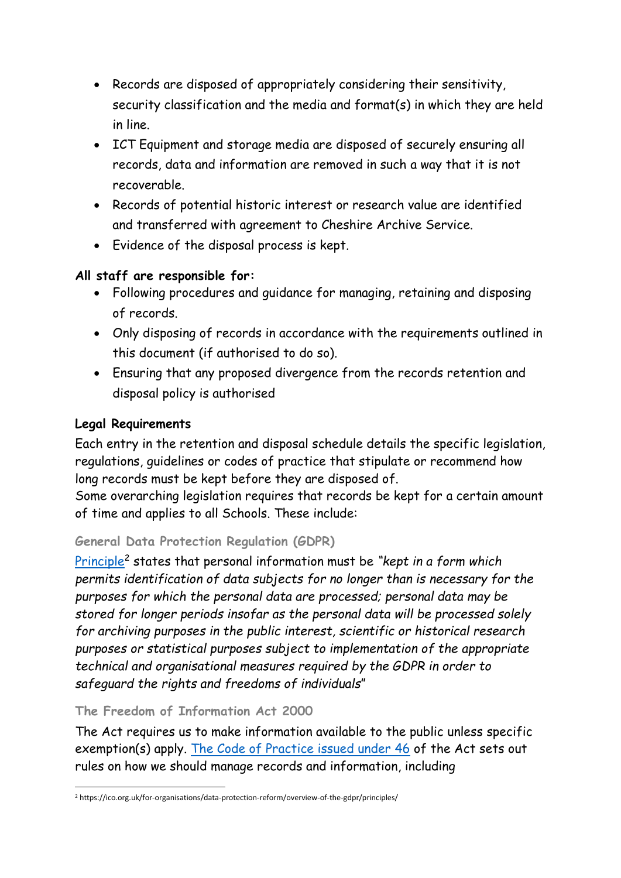- Records are disposed of appropriately considering their sensitivity, security classification and the media and format(s) in which they are held in line.
- ICT Equipment and storage media are disposed of securely ensuring all records, data and information are removed in such a way that it is not recoverable.
- Records of potential historic interest or research value are identified and transferred with agreement to Cheshire Archive Service.
- Evidence of the disposal process is kept.

**All staff are responsible for:**

- Following procedures and guidance for managing, retaining and disposing of records.
- Only disposing of records in accordance with the requirements outlined in this document (if authorised to do so).
- Ensuring that any proposed divergence from the records retention and disposal policy is authorised

**Legal Requirements**

Each entry in the retention and disposal schedule details the specific legislation, regulations, guidelines or codes of practice that stipulate or recommend how long records must be kept before they are disposed of.
Some overarching legislation requires that records be kept for a certain amount of time and applies to all Schools. These include:

### General Data Protection Regulation (GDPR)

Principle[2] states that personal information must be *"kept in a form which permits identification of data subjects for no longer than is necessary for the purposes for which the personal data are processed; personal data may be stored for longer periods insofar as the personal data will be processed solely for archiving purposes in the public interest, scientific or historical research purposes or statistical purposes subject to implementation of the appropriate technical and organisational measures required by the GDPR in order to safeguard the rights and freedoms of individuals*"

### The Freedom of Information Act 2000

The Act requires us to make information available to the public unless specific exemption(s) apply. The Code of Practice issued under 46 of the Act sets out rules on how we should manage records and information, including

[2] https://ico.org.uk/for-organisations/data-protection-reform/overview-of-the-gdpr/principles/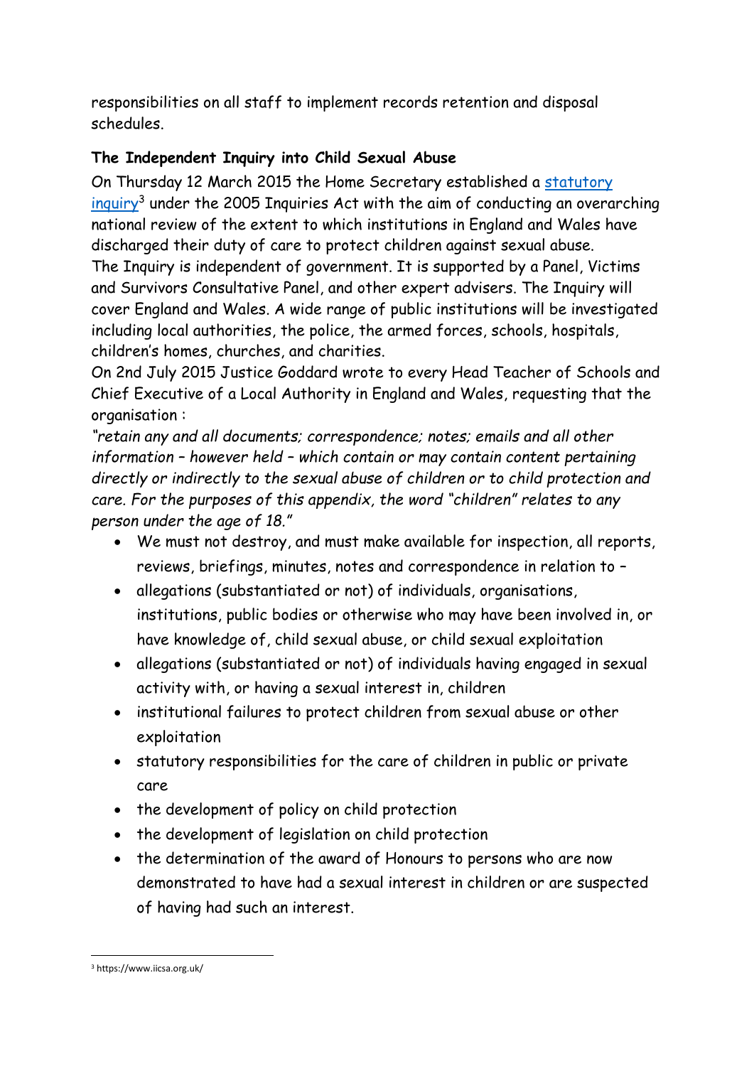responsibilities on all staff to implement records retention and disposal schedules.

**The Independent Inquiry into Child Sexual Abuse**

On Thursday 12 March 2015 the Home Secretary established a [statutory inquiry][3] under the 2005 Inquiries Act with the aim of conducting an overarching national review of the extent to which institutions in England and Wales have discharged their duty of care to protect children against sexual abuse.

The Inquiry is independent of government. It is supported by a Panel, Victims and Survivors Consultative Panel, and other expert advisers. The Inquiry will cover England and Wales. A wide range of public institutions will be investigated including local authorities, the police, the armed forces, schools, hospitals, children's homes, churches, and charities.

On 2nd July 2015 Justice Goddard wrote to every Head Teacher of Schools and Chief Executive of a Local Authority in England and Wales, requesting that the organisation :

*"retain any and all documents; correspondence; notes; emails and all other information – however held – which contain or may contain content pertaining directly or indirectly to the sexual abuse of children or to child protection and care. For the purposes of this appendix, the word "children" relates to any person under the age of 18."*

- We must not destroy, and must make available for inspection, all reports, reviews, briefings, minutes, notes and correspondence in relation to –
- allegations (substantiated or not) of individuals, organisations, institutions, public bodies or otherwise who may have been involved in, or have knowledge of, child sexual abuse, or child sexual exploitation
- allegations (substantiated or not) of individuals having engaged in sexual activity with, or having a sexual interest in, children
- institutional failures to protect children from sexual abuse or other exploitation
- statutory responsibilities for the care of children in public or private care
- the development of policy on child protection
- the development of legislation on child protection
- the determination of the award of Honours to persons who are now demonstrated to have had a sexual interest in children or are suspected of having had such an interest.

[3] https://www.iicsa.org.uk/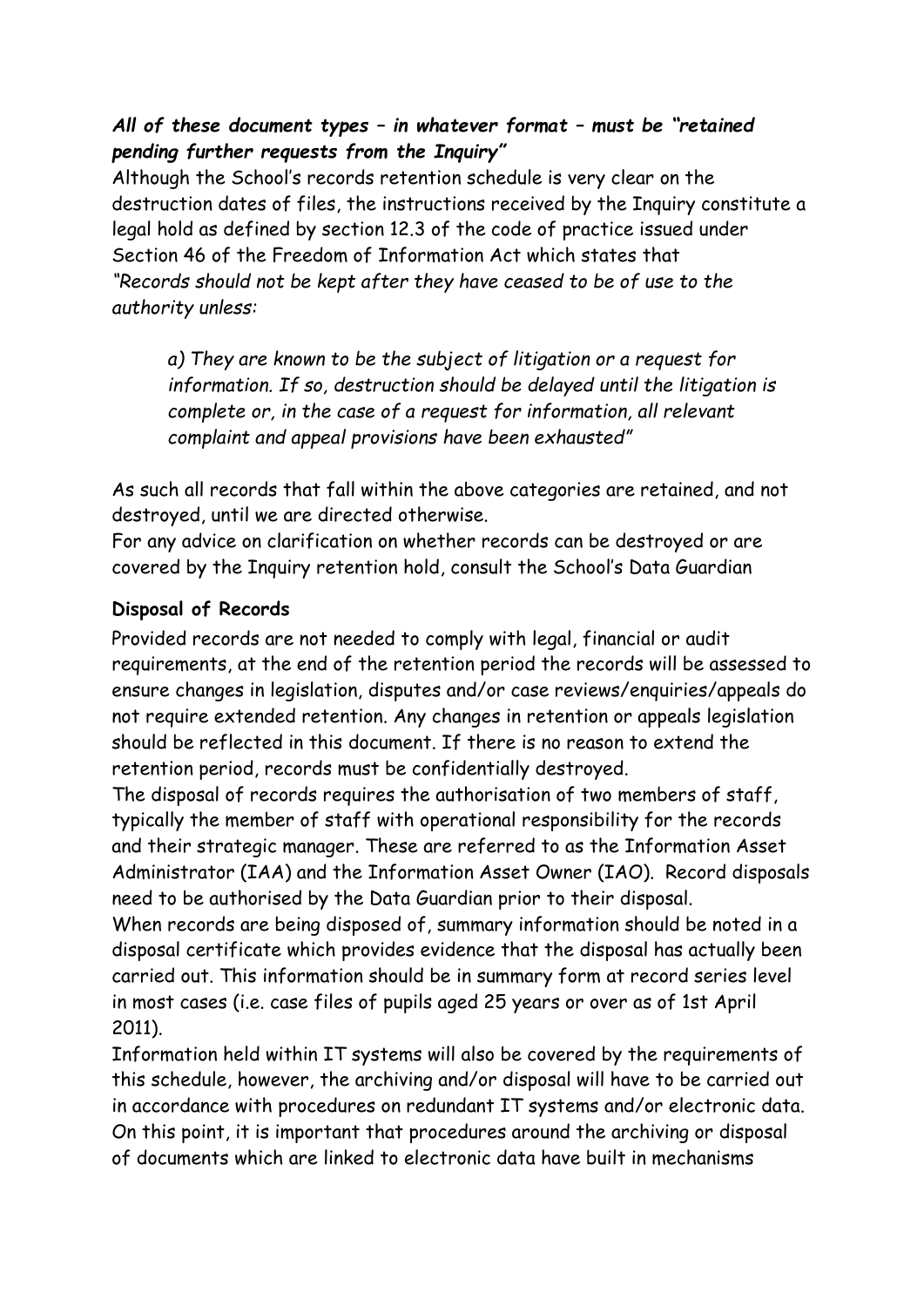***All of these document types – in whatever format – must be "retained pending further requests from the Inquiry"***

Although the School's records retention schedule is very clear on the destruction dates of files, the instructions received by the Inquiry constitute a legal hold as defined by section 12.3 of the code of practice issued under Section 46 of the Freedom of Information Act which states that *"Records should not be kept after they have ceased to be of use to the authority unless:*

> *a) They are known to be the subject of litigation or a request for information. If so, destruction should be delayed until the litigation is complete or, in the case of a request for information, all relevant complaint and appeal provisions have been exhausted"*

As such all records that fall within the above categories are retained, and not destroyed, until we are directed otherwise.

For any advice on clarification on whether records can be destroyed or are covered by the Inquiry retention hold, consult the School's Data Guardian

**Disposal of Records**

Provided records are not needed to comply with legal, financial or audit requirements, at the end of the retention period the records will be assessed to ensure changes in legislation, disputes and/or case reviews/enquiries/appeals do not require extended retention. Any changes in retention or appeals legislation should be reflected in this document. If there is no reason to extend the retention period, records must be confidentially destroyed.

The disposal of records requires the authorisation of two members of staff, typically the member of staff with operational responsibility for the records and their strategic manager. These are referred to as the Information Asset Administrator (IAA) and the Information Asset Owner (IAO). Record disposals need to be authorised by the Data Guardian prior to their disposal.

When records are being disposed of, summary information should be noted in a disposal certificate which provides evidence that the disposal has actually been carried out. This information should be in summary form at record series level in most cases (i.e. case files of pupils aged 25 years or over as of 1st April 2011).

Information held within IT systems will also be covered by the requirements of this schedule, however, the archiving and/or disposal will have to be carried out in accordance with procedures on redundant IT systems and/or electronic data. On this point, it is important that procedures around the archiving or disposal of documents which are linked to electronic data have built in mechanisms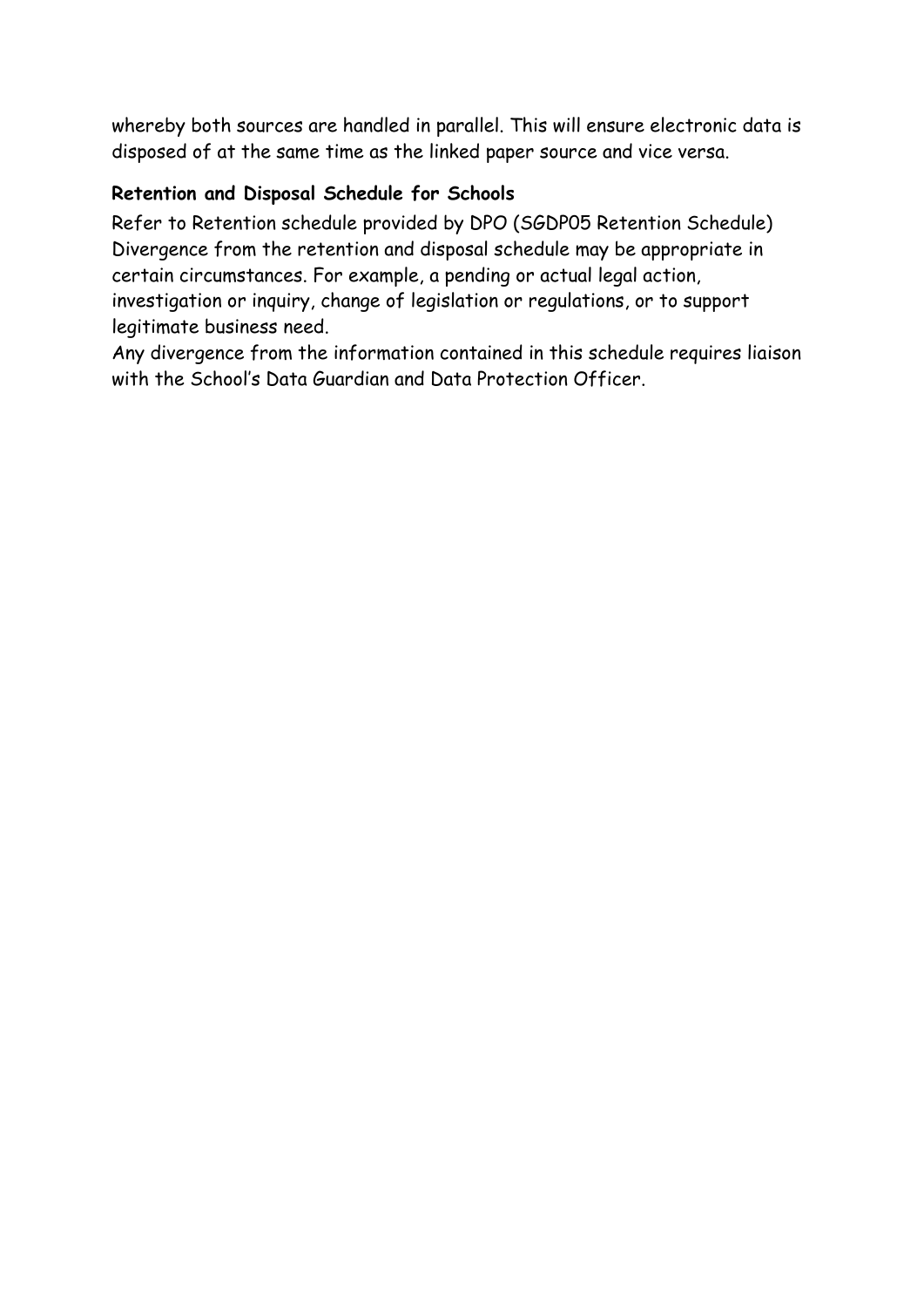whereby both sources are handled in parallel. This will ensure electronic data is disposed of at the same time as the linked paper source and vice versa.

**Retention and Disposal Schedule for Schools**

Refer to Retention schedule provided by DPO (SGDP05 Retention Schedule)
Divergence from the retention and disposal schedule may be appropriate in certain circumstances. For example, a pending or actual legal action, investigation or inquiry, change of legislation or regulations, or to support legitimate business need.
Any divergence from the information contained in this schedule requires liaison with the School's Data Guardian and Data Protection Officer.